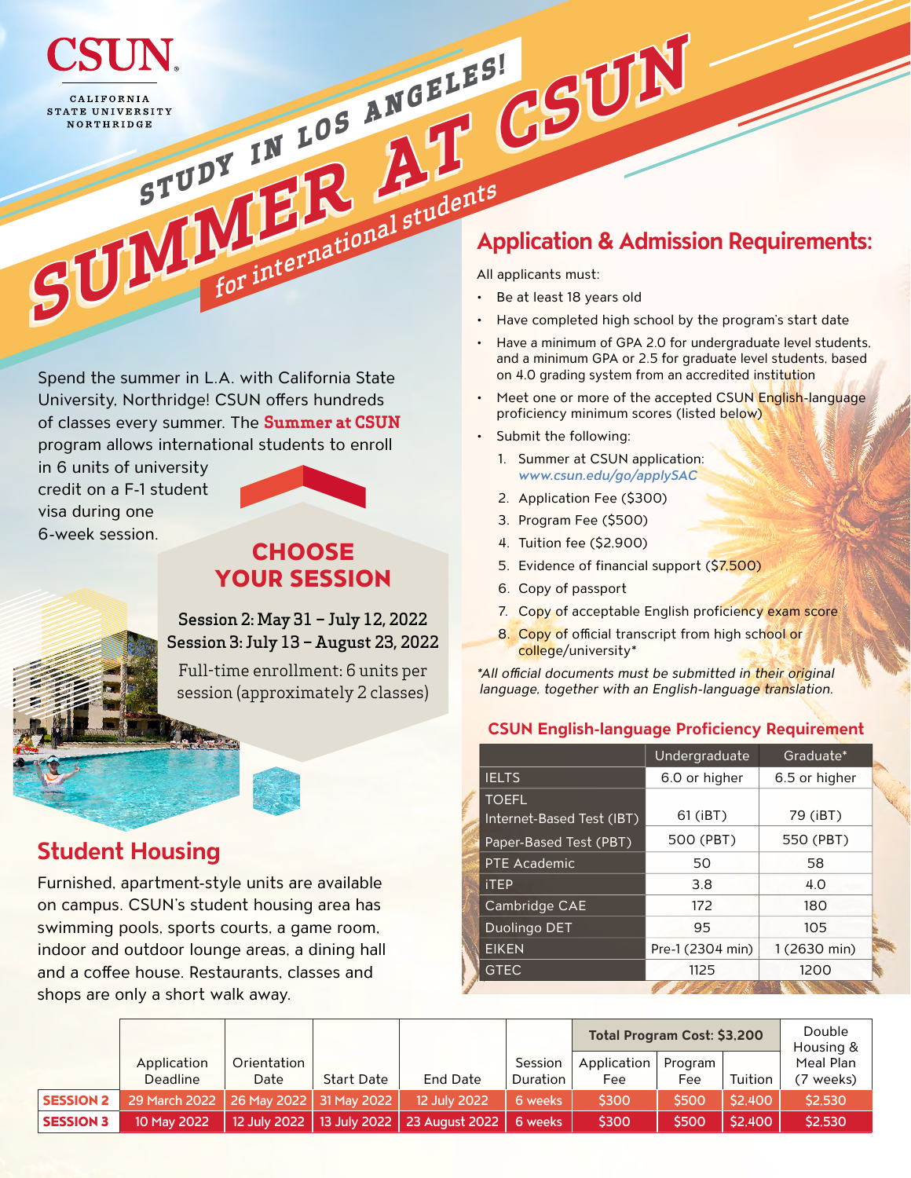CSUN

CALIFORNIA STATE UNIVERSITY NORTHRIDGE

# SUMMER AT CSUN

STUDY IN LOS ANGELES!

*for international students*

Spend the summer in L.A. with California State University, Northridge! CSUN offers hundreds of classes every summer. The **Summer at CSUN** program allows international students to enroll in 6 units of university credit on a F-1 student visa during one 6-week session.

## CHOOSE YOUR SESSION

**Session 2: May 31 – July 12, 2022**
**Session 3: July 13 – August 23, 2022**

Full-time enrollment: 6 units per session (approximately 2 classes)

## Student Housing

Furnished, apartment-style units are available on campus. CSUN's student housing area has swimming pools, sports courts, a game room, indoor and outdoor lounge areas, a dining hall and a coffee house. Restaurants, classes and shops are only a short walk away.

## Application & Admission Requirements:

All applicants must:

- Be at least 18 years old
- Have completed high school by the program's start date
- Have a minimum of GPA 2.0 for undergraduate level students, and a minimum GPA or 2.5 for graduate level students, based on 4.0 grading system from an accredited institution
- Meet one or more of the accepted CSUN English-language proficiency minimum scores (listed below)
- Submit the following:
  1. Summer at CSUN application: *www.csun.edu/go/applySAC*
  2. Application Fee ($300)
  3. Program Fee ($500)
  4. Tuition fee ($2,900)
  5. Evidence of financial support ($7,500)
  6. Copy of passport
  7. Copy of acceptable English proficiency exam score
  8. Copy of official transcript from high school or college/university*

*\*All official documents must be submitted in their original language, together with an English-language translation.*

### CSUN English-language Proficiency Requirement

| | Undergraduate | Graduate* |
|---|---|---|
| IELTS | 6.0 or higher | 6.5 or higher |
| TOEFL Internet-Based Test (IBT) | 61 (iBT) | 79 (iBT) |
| Paper-Based Test (PBT) | 500 (PBT) | 550 (PBT) |
| PTE Academic | 50 | 58 |
| iTEP | 3.8 | 4.0 |
| Cambridge CAE | 172 | 180 |
| Duolingo DET | 95 | 105 |
| EIKEN | Pre-1 (2304 min) | 1 (2630 min) |
| GTEC | 1125 | 1200 |

| | Application Deadline | Orientation Date | Start Date | End Date | Session Duration | Total Program Cost: $3,200 | | | Double Housing & Meal Plan (7 weeks) |
|---|---|---|---|---|---|---|---|---|---|
| | | | | | | Application Fee | Program Fee | Tuition | |
| **SESSION 2** | 29 March 2022 | 26 May 2022 | 31 May 2022 | 12 July 2022 | 6 weeks | $300 | $500 | $2,400 | $2,530 |
| **SESSION 3** | 10 May 2022 | 12 July 2022 | 13 July 2022 | 23 August 2022 | 6 weeks | $300 | $500 | $2,400 | $2,530 |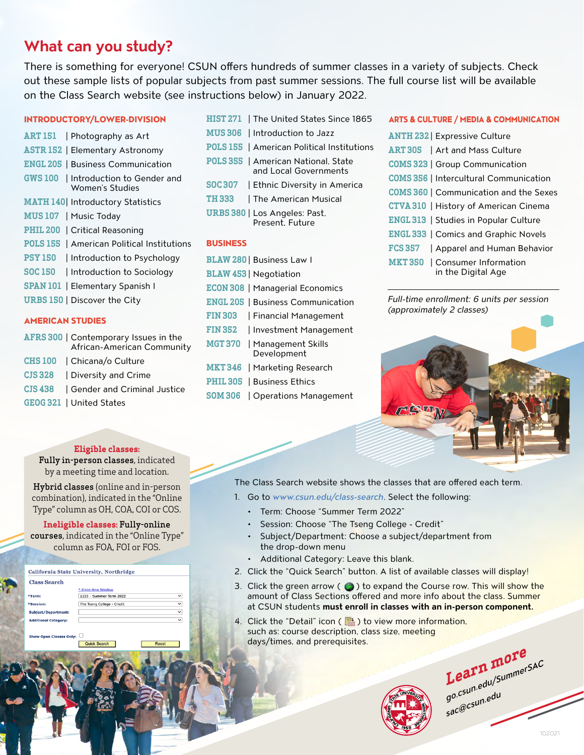## What can you study?

There is something for everyone! CSUN offers hundreds of summer classes in a variety of subjects. Check out these sample lists of popular subjects from past summer sessions. The full course list will be available on the Class Search website (see instructions below) in January 2022.

### INTRODUCTORY/LOWER-DIVISION

- **ART 151** | Photography as Art
- **ASTR 152** | Elementary Astronomy
- **ENGL 205** | Business Communication
- **GWS 100** | Introduction to Gender and Women's Studies
- **MATH 140** | Introductory Statistics
- **MUS 107** | Music Today
- **PHIL 200** | Critical Reasoning
- **POLS 155** | American Political Institutions
- **PSY 150** | Introduction to Psychology
- **SOC 150** | Introduction to Sociology
- **SPAN 101** | Elementary Spanish I
- **URBS 150** | Discover the City

### AMERICAN STUDIES

- **AFRS 300** | Contemporary Issues in the African-American Community
- **CHS 100** | Chicana/o Culture
- **CJS 328** | Diversity and Crime
- **CJS 438** | Gender and Criminal Justice
- **GEOG 321** | United States
- **HIST 271** | The United States Since 1865
- **MUS 306** | Introduction to Jazz
- **POLS 155** | American Political Institutions
- **POLS 355** | American National, State and Local Governments
- **SOC 307** | Ethnic Diversity in America
- **TH 333** | The American Musical
- **URBS 380** | Los Angeles: Past, Present, Future

### BUSINESS

- **BLAW 280** | Business Law I
- **BLAW 453** | Negotiation
- **ECON 308** | Managerial Economics
- **ENGL 205** | Business Communication
- **FIN 303** | Financial Management
- **FIN 352** | Investment Management
- **MGT 370** | Management Skills Development
- **MKT 346** | Marketing Research
- **PHIL 305** | Business Ethics
- **SOM 306** | Operations Management

### ARTS & CULTURE / MEDIA & COMMUNICATION

- **ANTH 232** | Expressive Culture
- **ART 305** | Art and Mass Culture
- **COMS 323** | Group Communication
- **COMS 356** | Intercultural Communication
- **COMS 360** | Communication and the Sexes
- **CTVA 310** | History of American Cinema
- **ENGL 313** | Studies in Popular Culture
- **ENGL 333** | Comics and Graphic Novels
- **FCS 357** | Apparel and Human Behavior
- **MKT 350** | Consumer Information in the Digital Age

*Full-time enrollment: 6 units per session (approximately 2 classes)*

**Eligible classes:** **Fully in-person classes**, indicated by a meeting time and location.

**Hybrid classes** (online and in-person combination), indicated in the "Online Type" column as OH, COA, COI or COS.

**Ineligible classes: Fully-online courses**, indicated in the "Online Type" column as FOA, FOI or FOS.

California State University, Northridge
Class Search
* Open New Window
*Term: 2225 - Summer Term 2022
*Session: The Tseng College - Credit
Subject/Department:
Additional Category:
Show Open Classes Only:
Quick Search Reset

The Class Search website shows the classes that are offered each term.

1. Go to www.csun.edu/class-search. Select the following:
   - Term: Choose "Summer Term 2022"
   - Session: Choose "The Tseng College - Credit"
   - Subject/Department: Choose a subject/department from the drop-down menu
   - Additional Category: Leave this blank.
2. Click the "Quick Search" button. A list of available classes will display!
3. Click the green arrow ( ) to expand the Course row. This will show the amount of Class Sections offered and more info about the class. Summer at CSUN students **must enroll in classes with an in-person component.**
4. Click the "Detail" icon ( ) to view more information, such as: course description, class size, meeting days/times, and prerequisites.

**Learn more**
go.csun.edu/SummerSAC
sac@csun.edu

102021